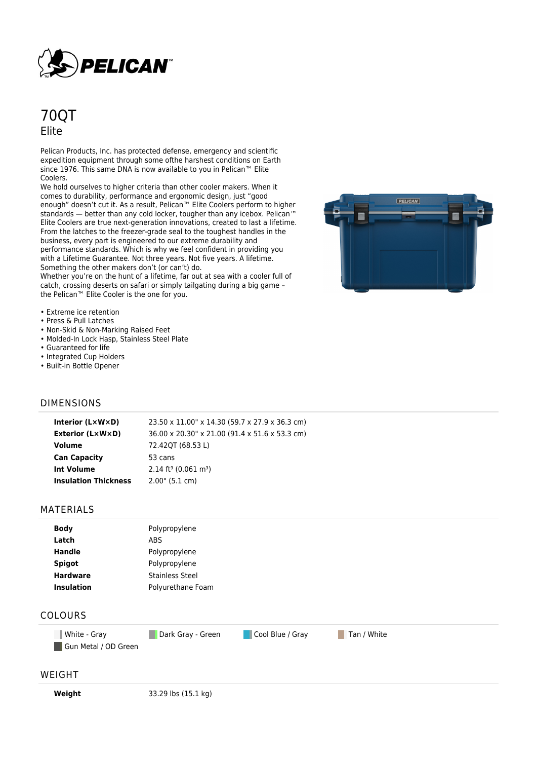# 70QT

## Elite

Pelican Products, Inc. has protected defense, emergency and scientific expedition equipment through some ofthe harshest conditions on Earth since 1976. This same DNA is now available to you in Pelican™ Elite Coolers.

We hold ourselves to higher criteria than other cooler makers. When it comes to durability, performance and ergonomic design, just "good enough" doesn't cut it. As a result, Pelican™ Elite Coolers perform to higher standards — better than any cold locker, tougher than any icebox. Pelican™ Elite Coolers are true next-generation innovations, created to last a lifetime. From the latches to the freezer-grade seal to the toughest handles in the business, every part is engineered to our extreme durability and performance standards. Which is why we feel confident in providing you with a Lifetime Guarantee. Not three years. Not five years. A lifetime. Something the other makers don't (or can't) do.

Whether you're on the hunt of a lifetime, far out at sea with a cooler full of catch, crossing deserts on safari or simply tailgating during a big game – the Pelican™ Elite Cooler is the one for you.

- Extreme ice retention
- Press & Pull Latches
- Non-Skid & Non-Marking Raised Feet
- Molded-In Lock Hasp, Stainless Steel Plate
- Guaranteed for life
- Integrated Cup Holders
- Built-in Bottle Opener

## DIMENSIONS

| | |
|---|---|
| **Interior (L×W×D)** | 23.50 x 11.00" x 14.30 (59.7 x 27.9 x 36.3 cm) |
| **Exterior (L×W×D)** | 36.00 x 20.30" x 21.00 (91.4 x 51.6 x 53.3 cm) |
| **Volume** | 72.42QT (68.53 L) |
| **Can Capacity** | 53 cans |
| **Int Volume** | 2.14 ft³ (0.061 m³) |
| **Insulation Thickness** | 2.00" (5.1 cm) |

## MATERIALS

| | |
|---|---|
| **Body** | Polypropylene |
| **Latch** | ABS |
| **Handle** | Polypropylene |
| **Spigot** | Polypropylene |
| **Hardware** | Stainless Steel |
| **Insulation** | Polyurethane Foam |

## COLOURS

- White - Gray
- Dark Gray - Green
- Cool Blue / Gray
- Tan / White
- Gun Metal / OD Green

## WEIGHT

| | |
|---|---|
| **Weight** | 33.29 lbs (15.1 kg) |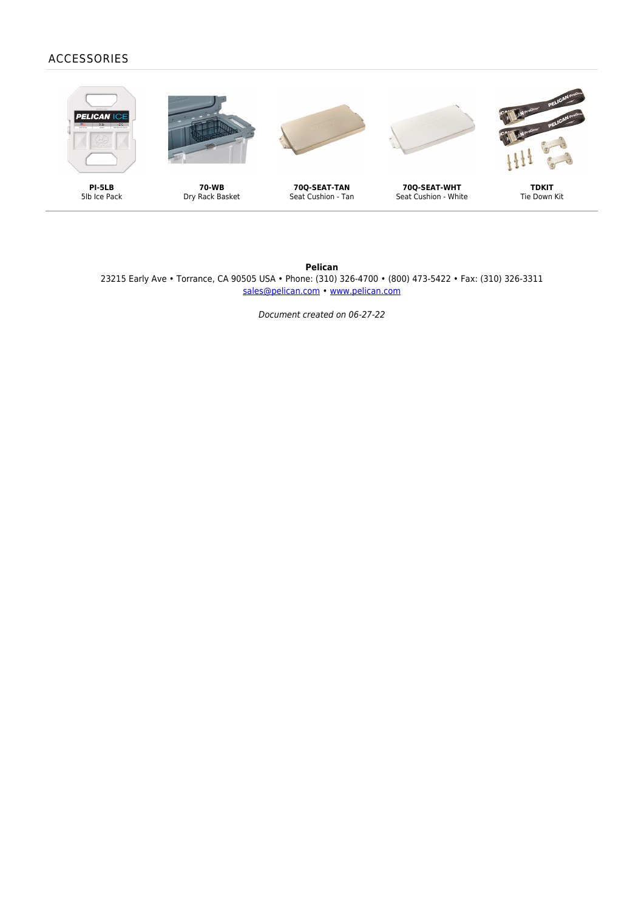## ACCESSORIES

| | | | | |
|---|---|---|---|---|
| **PI-5LB**<br>5lb Ice Pack | **70-WB**<br>Dry Rack Basket | **70Q-SEAT-TAN**<br>Seat Cushion - Tan | **70Q-SEAT-WHT**<br>Seat Cushion - White | **TDKIT**<br>Tie Down Kit |

**Pelican**
23215 Early Ave • Torrance, CA 90505 USA • Phone: (310) 326-4700 • (800) 473-5422 • Fax: (310) 326-3311
sales@pelican.com • www.pelican.com

*Document created on 06-27-22*